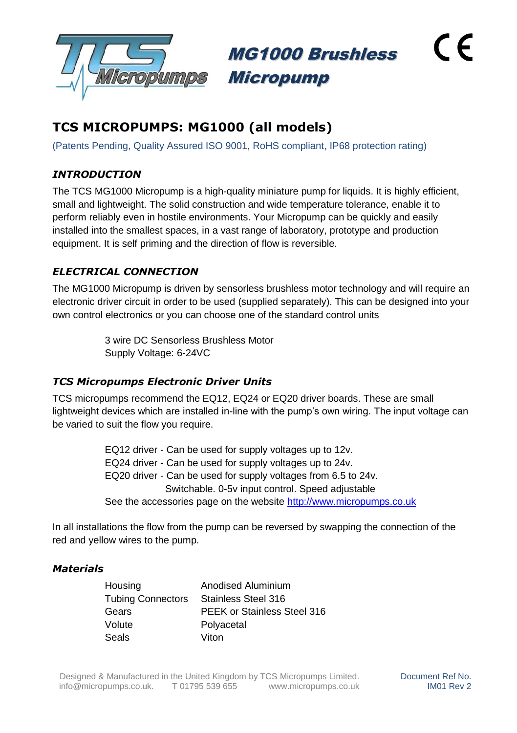# MG1000 Brushless Micropump

## TCS MICROPUMPS: MG1000 (all models)

(Patents Pending, Quality Assured ISO 9001, RoHS compliant, IP68 protection rating)

### *INTRODUCTION*

The TCS MG1000 Micropump is a high-quality miniature pump for liquids. It is highly efficient, small and lightweight. The solid construction and wide temperature tolerance, enable it to perform reliably even in hostile environments. Your Micropump can be quickly and easily installed into the smallest spaces, in a vast range of laboratory, prototype and production equipment. It is self priming and the direction of flow is reversible.

### *ELECTRICAL CONNECTION*

The MG1000 Micropump is driven by sensorless brushless motor technology and will require an electronic driver circuit in order to be used (supplied separately). This can be designed into your own control electronics or you can choose one of the standard control units

3 wire DC Sensorless Brushless Motor
Supply Voltage: 6-24VC

### *TCS Micropumps Electronic Driver Units*

TCS micropumps recommend the EQ12, EQ24 or EQ20 driver boards. These are small lightweight devices which are installed in-line with the pump's own wiring. The input voltage can be varied to suit the flow you require.

EQ12 driver - Can be used for supply voltages up to 12v.
EQ24 driver - Can be used for supply voltages up to 24v.
EQ20 driver - Can be used for supply voltages from 6.5 to 24v.
Switchable. 0-5v input control. Speed adjustable
See the accessories page on the website http://www.micropumps.co.uk

In all installations the flow from the pump can be reversed by swapping the connection of the red and yellow wires to the pump.

### *Materials*

| | |
|---|---|
| Housing | Anodised Aluminium |
| Tubing Connectors | Stainless Steel 316 |
| Gears | PEEK or Stainless Steel 316 |
| Volute | Polyacetal |
| Seals | Viton |

Designed & Manufactured in the United Kingdom by TCS Micropumps Limited.
info@micropumps.co.uk. T 01795 539 655 www.micropumps.co.uk

Document Ref No. IM01 Rev 2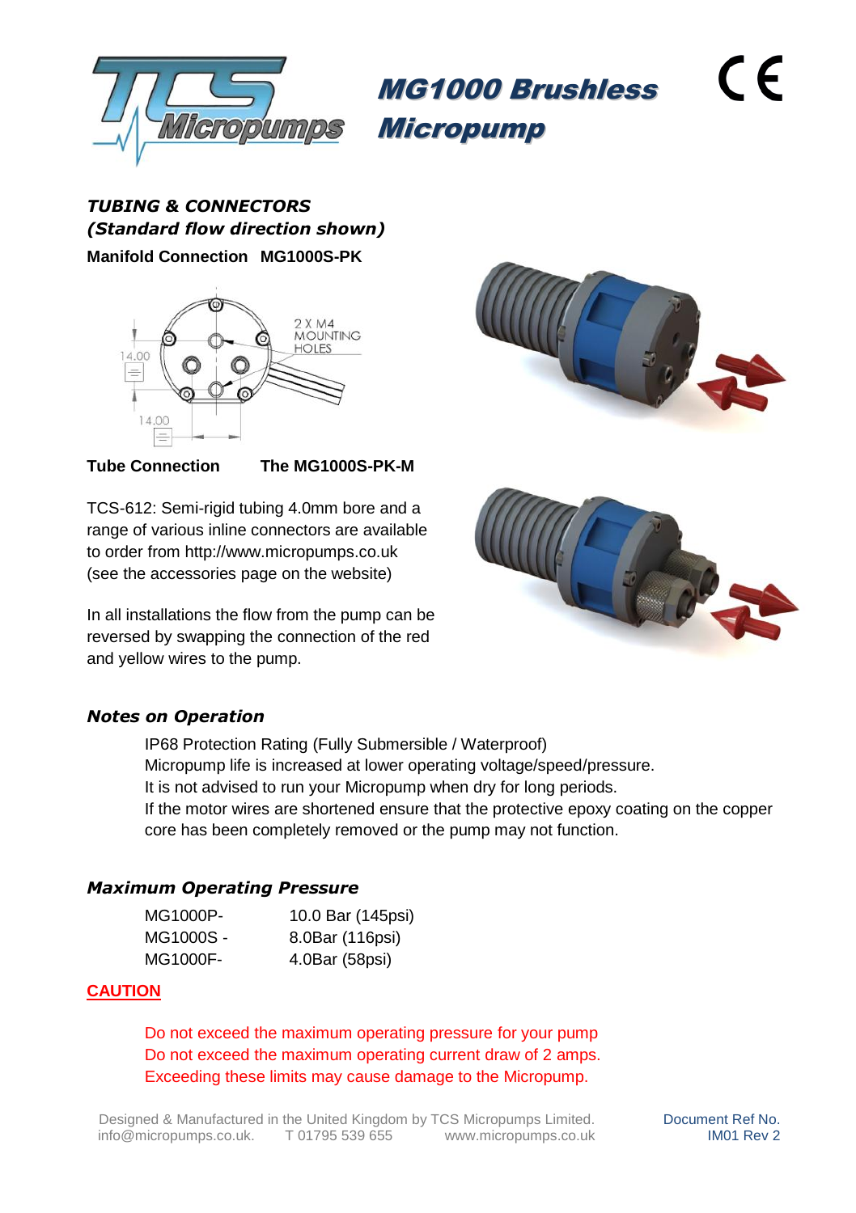# MG1000 Brushless Micropump

### *TUBING & CONNECTORS*
### *(Standard flow direction shown)*

**Manifold Connection MG1000S-PK**

2 X M4
MOUNTING
HOLES

14.00

14.00

**Tube Connection** **The MG1000S-PK-M**

TCS-612: Semi-rigid tubing 4.0mm bore and a range of various inline connectors are available to order from http://www.micropumps.co.uk (see the accessories page on the website)

In all installations the flow from the pump can be reversed by swapping the connection of the red and yellow wires to the pump.

### *Notes on Operation*

IP68 Protection Rating (Fully Submersible / Waterproof)
Micropump life is increased at lower operating voltage/speed/pressure.
It is not advised to run your Micropump when dry for long periods.
If the motor wires are shortened ensure that the protective epoxy coating on the copper core has been completely removed or the pump may not function.

### *Maximum Operating Pressure*

| | |
|---|---|
| MG1000P- | 10.0 Bar (145psi) |
| MG1000S - | 8.0Bar (116psi) |
| MG1000F- | 4.0Bar (58psi) |

**CAUTION**

Do not exceed the maximum operating pressure for your pump
Do not exceed the maximum operating current draw of 2 amps.
Exceeding these limits may cause damage to the Micropump.

Designed & Manufactured in the United Kingdom by TCS Micropumps Limited.
info@micropumps.co.uk. T 01795 539 655 www.micropumps.co.uk

Document Ref No.
IM01 Rev 2